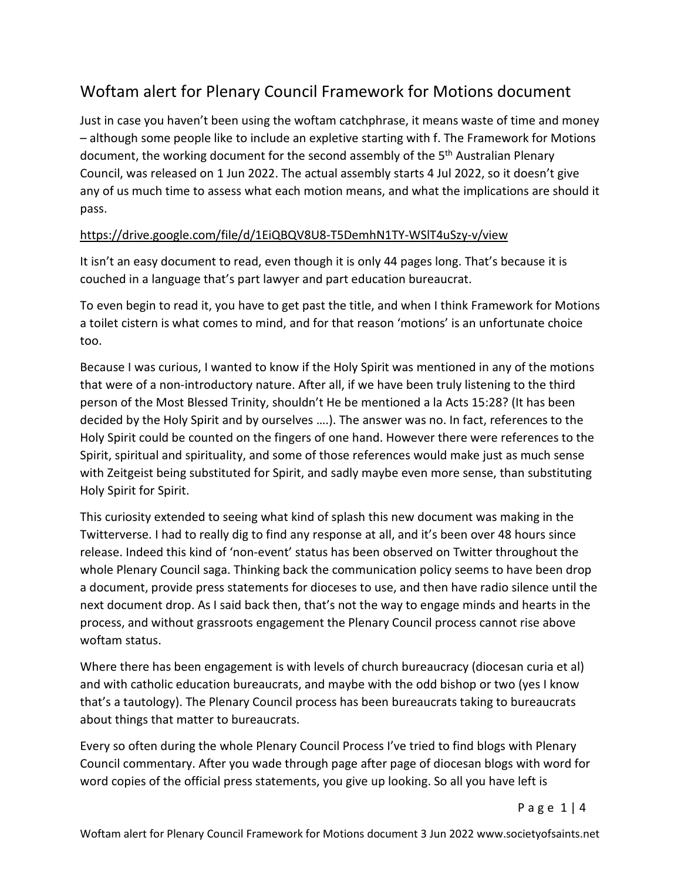# Woftam alert for Plenary Council Framework for Motions document

Just in case you haven't been using the woftam catchphrase, it means waste of time and money – although some people like to include an expletive starting with f. The Framework for Motions document, the working document for the second assembly of the 5th Australian Plenary Council, was released on 1 Jun 2022. The actual assembly starts 4 Jul 2022, so it doesn't give any of us much time to assess what each motion means, and what the implications are should it pass.

https://drive.google.com/file/d/1EiQBQV8U8-T5DemhN1TY-WSlT4uSzy-v/view

It isn't an easy document to read, even though it is only 44 pages long. That's because it is couched in a language that's part lawyer and part education bureaucrat.

To even begin to read it, you have to get past the title, and when I think Framework for Motions a toilet cistern is what comes to mind, and for that reason 'motions' is an unfortunate choice too.

Because I was curious, I wanted to know if the Holy Spirit was mentioned in any of the motions that were of a non-introductory nature. After all, if we have been truly listening to the third person of the Most Blessed Trinity, shouldn't He be mentioned a la Acts 15:28? (It has been decided by the Holy Spirit and by ourselves ….). The answer was no. In fact, references to the Holy Spirit could be counted on the fingers of one hand. However there were references to the Spirit, spiritual and spirituality, and some of those references would make just as much sense with Zeitgeist being substituted for Spirit, and sadly maybe even more sense, than substituting Holy Spirit for Spirit.

This curiosity extended to seeing what kind of splash this new document was making in the Twitterverse. I had to really dig to find any response at all, and it's been over 48 hours since release. Indeed this kind of 'non-event' status has been observed on Twitter throughout the whole Plenary Council saga. Thinking back the communication policy seems to have been drop a document, provide press statements for dioceses to use, and then have radio silence until the next document drop. As I said back then, that's not the way to engage minds and hearts in the process, and without grassroots engagement the Plenary Council process cannot rise above woftam status.

Where there has been engagement is with levels of church bureaucracy (diocesan curia et al) and with catholic education bureaucrats, and maybe with the odd bishop or two (yes I know that's a tautology). The Plenary Council process has been bureaucrats taking to bureaucrats about things that matter to bureaucrats.

Every so often during the whole Plenary Council Process I've tried to find blogs with Plenary Council commentary. After you wade through page after page of diocesan blogs with word for word copies of the official press statements, you give up looking. So all you have left is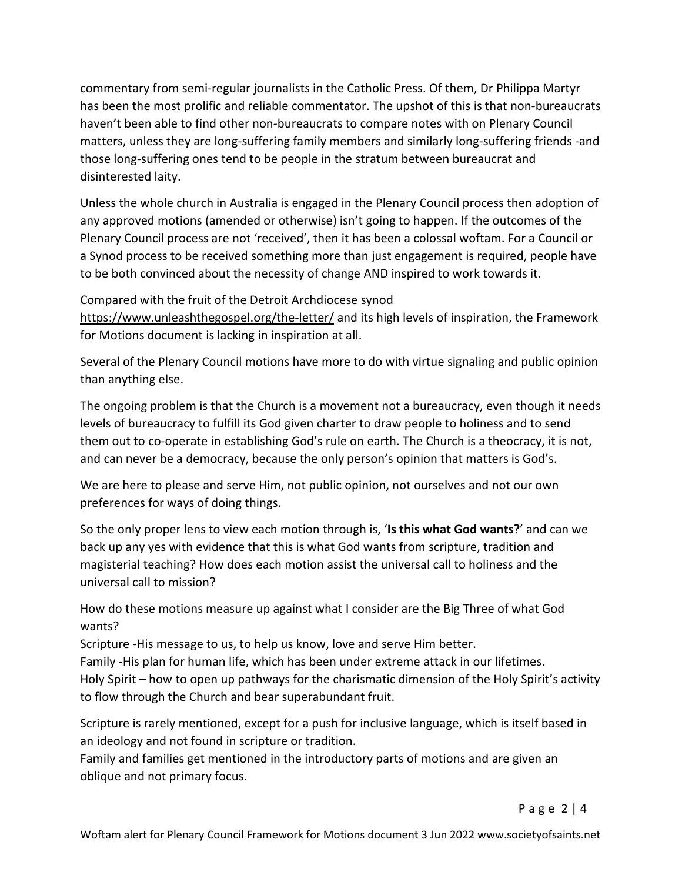commentary from semi-regular journalists in the Catholic Press. Of them, Dr Philippa Martyr has been the most prolific and reliable commentator. The upshot of this is that non-bureaucrats haven't been able to find other non-bureaucrats to compare notes with on Plenary Council matters, unless they are long-suffering family members and similarly long-suffering friends -and those long-suffering ones tend to be people in the stratum between bureaucrat and disinterested laity.

Unless the whole church in Australia is engaged in the Plenary Council process then adoption of any approved motions (amended or otherwise) isn't going to happen. If the outcomes of the Plenary Council process are not 'received', then it has been a colossal woftam. For a Council or a Synod process to be received something more than just engagement is required, people have to be both convinced about the necessity of change AND inspired to work towards it.

Compared with the fruit of the Detroit Archdiocese synod https://www.unleashthegospel.org/the-letter/ and its high levels of inspiration, the Framework for Motions document is lacking in inspiration at all.

Several of the Plenary Council motions have more to do with virtue signaling and public opinion than anything else.

The ongoing problem is that the Church is a movement not a bureaucracy, even though it needs levels of bureaucracy to fulfill its God given charter to draw people to holiness and to send them out to co-operate in establishing God's rule on earth. The Church is a theocracy, it is not, and can never be a democracy, because the only person's opinion that matters is God's.

We are here to please and serve Him, not public opinion, not ourselves and not our own preferences for ways of doing things.

So the only proper lens to view each motion through is, '**Is this what God wants?**' and can we back up any yes with evidence that this is what God wants from scripture, tradition and magisterial teaching? How does each motion assist the universal call to holiness and the universal call to mission?

How do these motions measure up against what I consider are the Big Three of what God wants?
Scripture -His message to us, to help us know, love and serve Him better.
Family -His plan for human life, which has been under extreme attack in our lifetimes.
Holy Spirit – how to open up pathways for the charismatic dimension of the Holy Spirit's activity to flow through the Church and bear superabundant fruit.

Scripture is rarely mentioned, except for a push for inclusive language, which is itself based in an ideology and not found in scripture or tradition.
Family and families get mentioned in the introductory parts of motions and are given an oblique and not primary focus.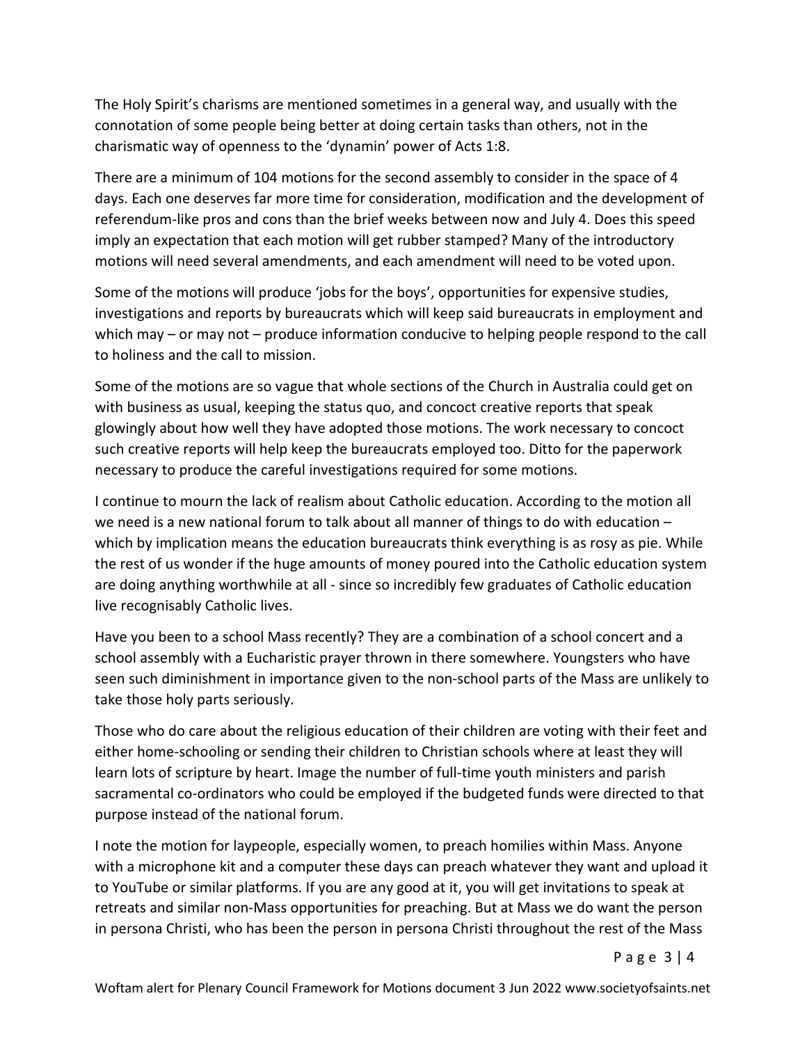The Holy Spirit's charisms are mentioned sometimes in a general way, and usually with the connotation of some people being better at doing certain tasks than others, not in the charismatic way of openness to the 'dynamin' power of Acts 1:8.

There are a minimum of 104 motions for the second assembly to consider in the space of 4 days. Each one deserves far more time for consideration, modification and the development of referendum-like pros and cons than the brief weeks between now and July 4. Does this speed imply an expectation that each motion will get rubber stamped? Many of the introductory motions will need several amendments, and each amendment will need to be voted upon.

Some of the motions will produce 'jobs for the boys', opportunities for expensive studies, investigations and reports by bureaucrats which will keep said bureaucrats in employment and which may – or may not – produce information conducive to helping people respond to the call to holiness and the call to mission.

Some of the motions are so vague that whole sections of the Church in Australia could get on with business as usual, keeping the status quo, and concoct creative reports that speak glowingly about how well they have adopted those motions. The work necessary to concoct such creative reports will help keep the bureaucrats employed too. Ditto for the paperwork necessary to produce the careful investigations required for some motions.

I continue to mourn the lack of realism about Catholic education. According to the motion all we need is a new national forum to talk about all manner of things to do with education – which by implication means the education bureaucrats think everything is as rosy as pie. While the rest of us wonder if the huge amounts of money poured into the Catholic education system are doing anything worthwhile at all - since so incredibly few graduates of Catholic education live recognisably Catholic lives.

Have you been to a school Mass recently? They are a combination of a school concert and a school assembly with a Eucharistic prayer thrown in there somewhere. Youngsters who have seen such diminishment in importance given to the non-school parts of the Mass are unlikely to take those holy parts seriously.

Those who do care about the religious education of their children are voting with their feet and either home-schooling or sending their children to Christian schools where at least they will learn lots of scripture by heart. Image the number of full-time youth ministers and parish sacramental co-ordinators who could be employed if the budgeted funds were directed to that purpose instead of the national forum.

I note the motion for laypeople, especially women, to preach homilies within Mass. Anyone with a microphone kit and a computer these days can preach whatever they want and upload it to YouTube or similar platforms. If you are any good at it, you will get invitations to speak at retreats and similar non-Mass opportunities for preaching. But at Mass we do want the person in persona Christi, who has been the person in persona Christi throughout the rest of the Mass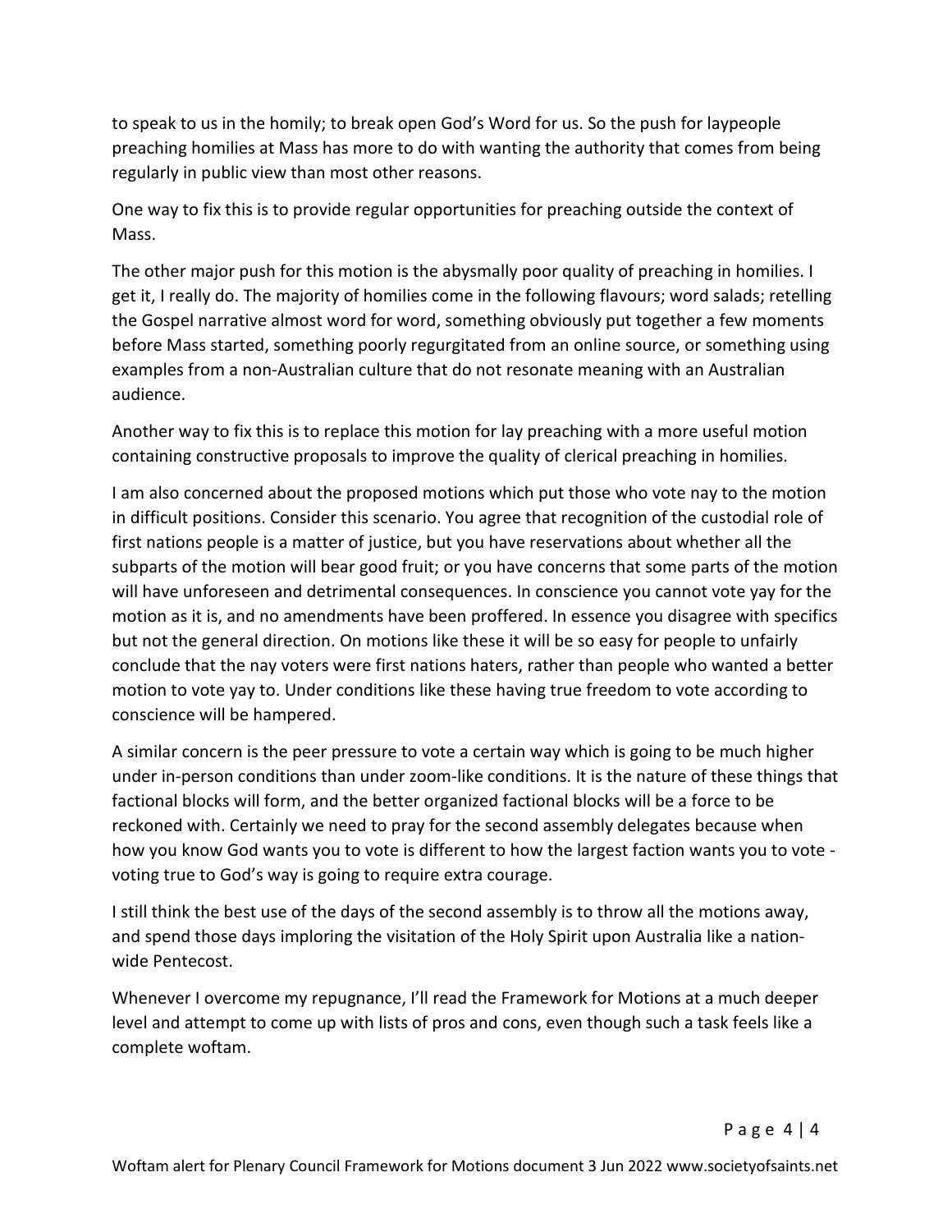to speak to us in the homily; to break open God's Word for us. So the push for laypeople preaching homilies at Mass has more to do with wanting the authority that comes from being regularly in public view than most other reasons.

One way to fix this is to provide regular opportunities for preaching outside the context of Mass.

The other major push for this motion is the abysmally poor quality of preaching in homilies. I get it, I really do. The majority of homilies come in the following flavours; word salads; retelling the Gospel narrative almost word for word, something obviously put together a few moments before Mass started, something poorly regurgitated from an online source, or something using examples from a non-Australian culture that do not resonate meaning with an Australian audience.

Another way to fix this is to replace this motion for lay preaching with a more useful motion containing constructive proposals to improve the quality of clerical preaching in homilies.

I am also concerned about the proposed motions which put those who vote nay to the motion in difficult positions. Consider this scenario. You agree that recognition of the custodial role of first nations people is a matter of justice, but you have reservations about whether all the subparts of the motion will bear good fruit; or you have concerns that some parts of the motion will have unforeseen and detrimental consequences. In conscience you cannot vote yay for the motion as it is, and no amendments have been proffered. In essence you disagree with specifics but not the general direction. On motions like these it will be so easy for people to unfairly conclude that the nay voters were first nations haters, rather than people who wanted a better motion to vote yay to. Under conditions like these having true freedom to vote according to conscience will be hampered.

A similar concern is the peer pressure to vote a certain way which is going to be much higher under in-person conditions than under zoom-like conditions. It is the nature of these things that factional blocks will form, and the better organized factional blocks will be a force to be reckoned with. Certainly we need to pray for the second assembly delegates because when how you know God wants you to vote is different to how the largest faction wants you to vote - voting true to God's way is going to require extra courage.

I still think the best use of the days of the second assembly is to throw all the motions away, and spend those days imploring the visitation of the Holy Spirit upon Australia like a nation-wide Pentecost.

Whenever I overcome my repugnance, I'll read the Framework for Motions at a much deeper level and attempt to come up with lists of pros and cons, even though such a task feels like a complete woftam.